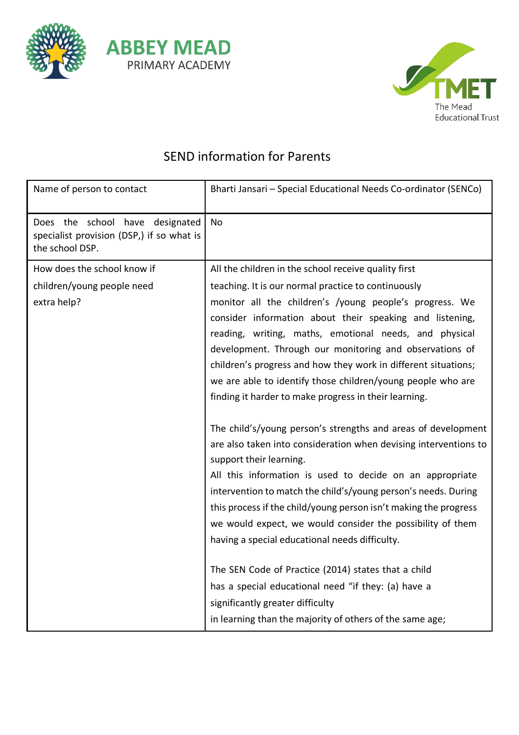ABBEY MEAD PRIMARY ACADEMY

TMET The Mead Educational Trust

# SEND information for Parents

| | |
|---|---|
| Name of person to contact | Bharti Jansari – Special Educational Needs Co-ordinator (SENCo) |
| Does the school have designated specialist provision (DSP,) if so what is the school DSP. | No |
| How does the school know if children/young people need extra help? | All the children in the school receive quality first teaching. It is our normal practice to continuously monitor all the children's /young people's progress. We consider information about their speaking and listening, reading, writing, maths, emotional needs, and physical development. Through our monitoring and observations of children's progress and how they work in different situations; we are able to identify those children/young people who are finding it harder to make progress in their learning.<br><br>The child's/young person's strengths and areas of development are also taken into consideration when devising interventions to support their learning.<br>All this information is used to decide on an appropriate intervention to match the child's/young person's needs. During this process if the child/young person isn't making the progress we would expect, we would consider the possibility of them having a special educational needs difficulty.<br><br>The SEN Code of Practice (2014) states that a child has a special educational need "if they: (a) have a significantly greater difficulty in learning than the majority of others of the same age; |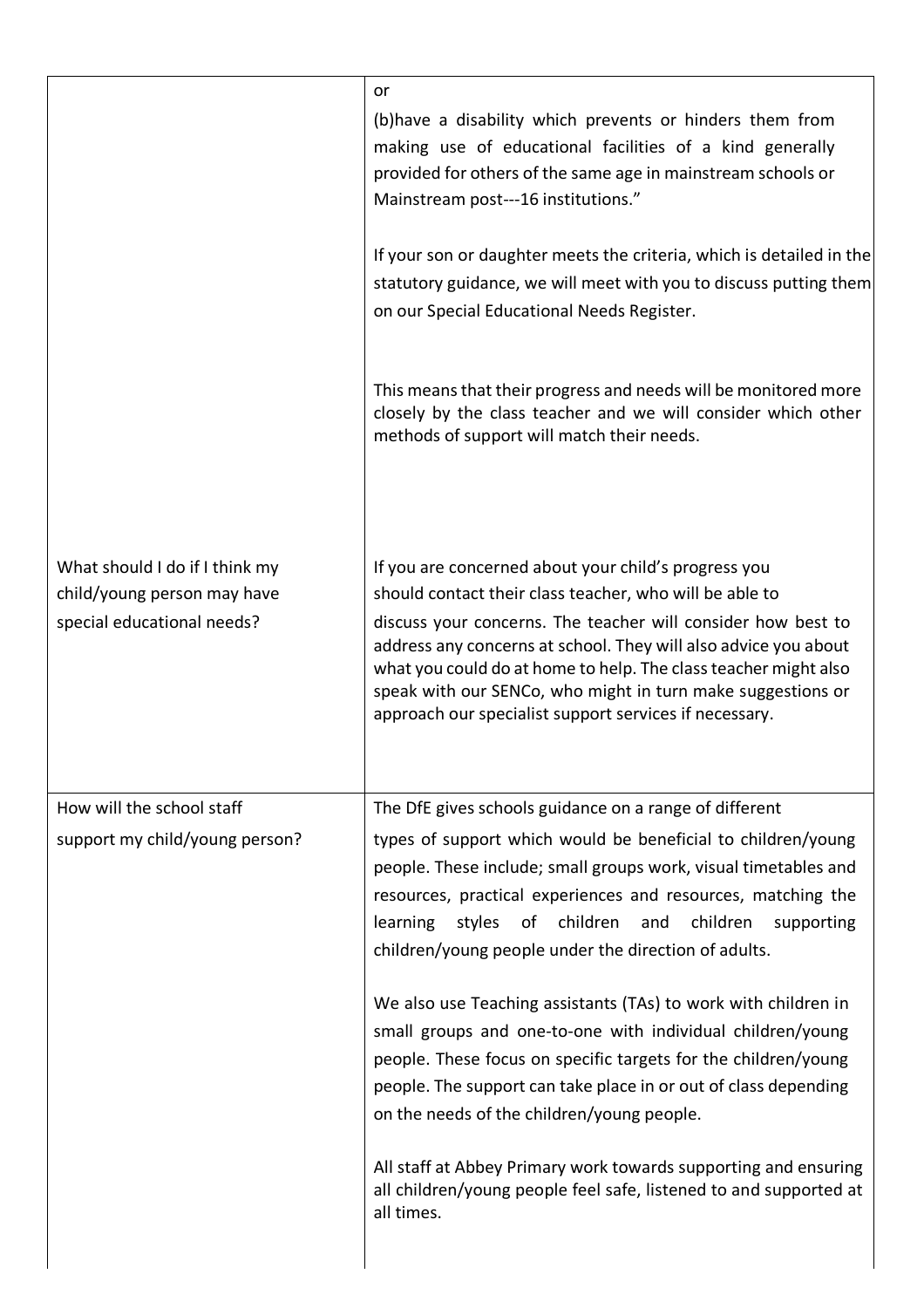| | |
|---|---|
| | or<br><br>(b)have a disability which prevents or hinders them from making use of educational facilities of a kind generally provided for others of the same age in mainstream schools or Mainstream post---16 institutions."<br><br>If your son or daughter meets the criteria, which is detailed in the statutory guidance, we will meet with you to discuss putting them on our Special Educational Needs Register.<br><br>This means that their progress and needs will be monitored more closely by the class teacher and we will consider which other methods of support will match their needs. |
| What should I do if I think my child/young person may have special educational needs? | If you are concerned about your child's progress you should contact their class teacher, who will be able to discuss your concerns. The teacher will consider how best to address any concerns at school. They will also advice you about what you could do at home to help. The class teacher might also speak with our SENCo, who might in turn make suggestions or approach our specialist support services if necessary. |
| How will the school staff support my child/young person? | The DfE gives schools guidance on a range of different types of support which would be beneficial to children/young people. These include; small groups work, visual timetables and resources, practical experiences and resources, matching the learning styles of children and children supporting children/young people under the direction of adults.<br><br>We also use Teaching assistants (TAs) to work with children in small groups and one-to-one with individual children/young people. These focus on specific targets for the children/young people. The support can take place in or out of class depending on the needs of the children/young people.<br><br>All staff at Abbey Primary work towards supporting and ensuring all children/young people feel safe, listened to and supported at all times. |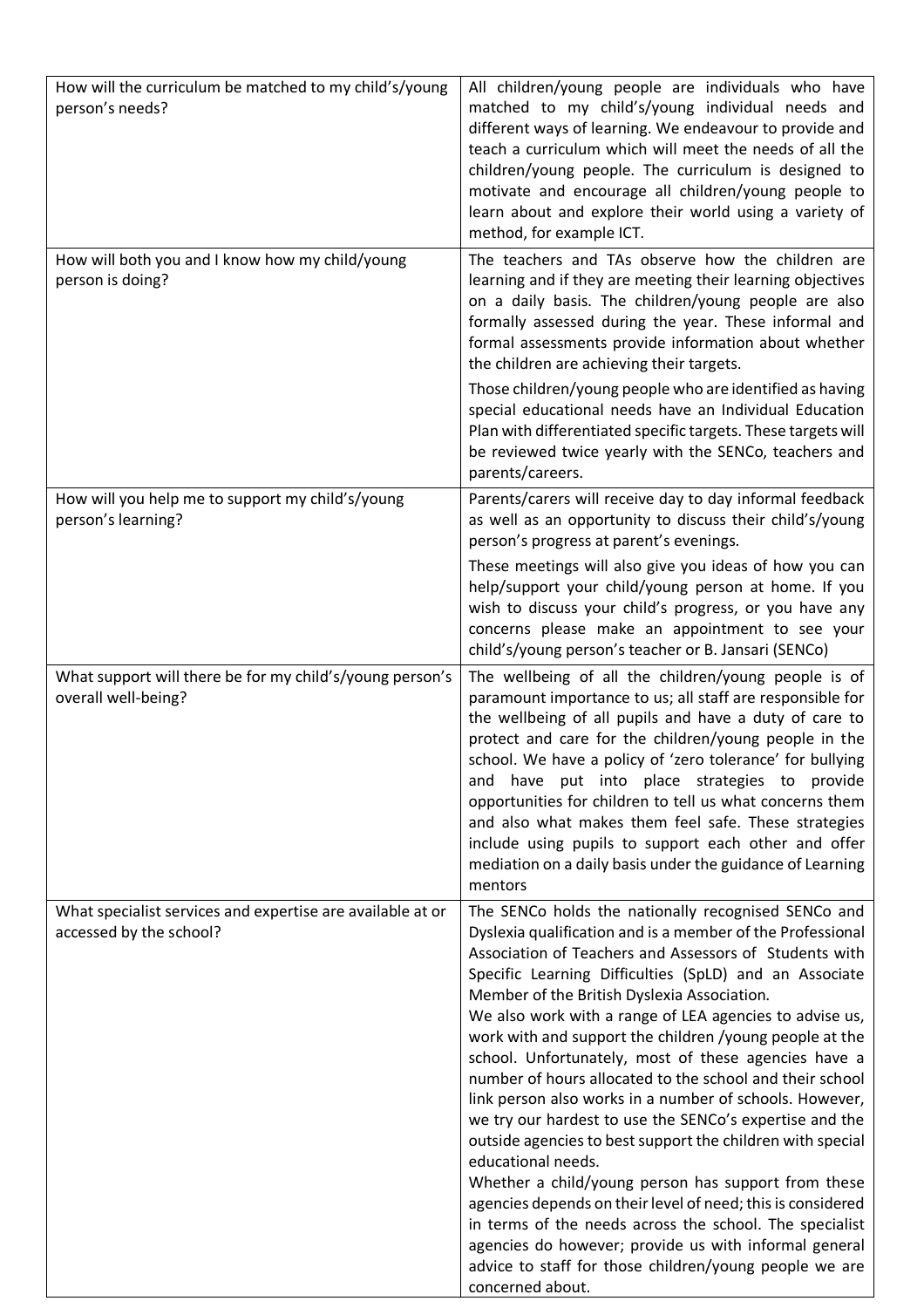| How will the curriculum be matched to my child's/young person's needs? | All children/young people are individuals who have matched to my child's/young individual needs and different ways of learning. We endeavour to provide and teach a curriculum which will meet the needs of all the children/young people. The curriculum is designed to motivate and encourage all children/young people to learn about and explore their world using a variety of method, for example ICT. |
|---|---|
| How will both you and I know how my child/young person is doing? | The teachers and TAs observe how the children are learning and if they are meeting their learning objectives on a daily basis. The children/young people are also formally assessed during the year. These informal and formal assessments provide information about whether the children are achieving their targets.<br><br>Those children/young people who are identified as having special educational needs have an Individual Education Plan with differentiated specific targets. These targets will be reviewed twice yearly with the SENCo, teachers and parents/careers. |
| How will you help me to support my child's/young person's learning? | Parents/carers will receive day to day informal feedback as well as an opportunity to discuss their child's/young person's progress at parent's evenings.<br><br>These meetings will also give you ideas of how you can help/support your child/young person at home. If you wish to discuss your child's progress, or you have any concerns please make an appointment to see your child's/young person's teacher or B. Jansari (SENCo) |
| What support will there be for my child's/young person's overall well-being? | The wellbeing of all the children/young people is of paramount importance to us; all staff are responsible for the wellbeing of all pupils and have a duty of care to protect and care for the children/young people in the school. We have a policy of 'zero tolerance' for bullying and have put into place strategies to provide opportunities for children to tell us what concerns them and also what makes them feel safe. These strategies include using pupils to support each other and offer mediation on a daily basis under the guidance of Learning mentors |
| What specialist services and expertise are available at or accessed by the school? | The SENCo holds the nationally recognised SENCo and Dyslexia qualification and is a member of the Professional Association of Teachers and Assessors of Students with Specific Learning Difficulties (SpLD) and an Associate Member of the British Dyslexia Association.<br>We also work with a range of LEA agencies to advise us, work with and support the children /young people at the school. Unfortunately, most of these agencies have a number of hours allocated to the school and their school link person also works in a number of schools. However, we try our hardest to use the SENCo's expertise and the outside agencies to best support the children with special educational needs.<br>Whether a child/young person has support from these agencies depends on their level of need; this is considered in terms of the needs across the school. The specialist agencies do however; provide us with informal general advice to staff for those children/young people we are concerned about. |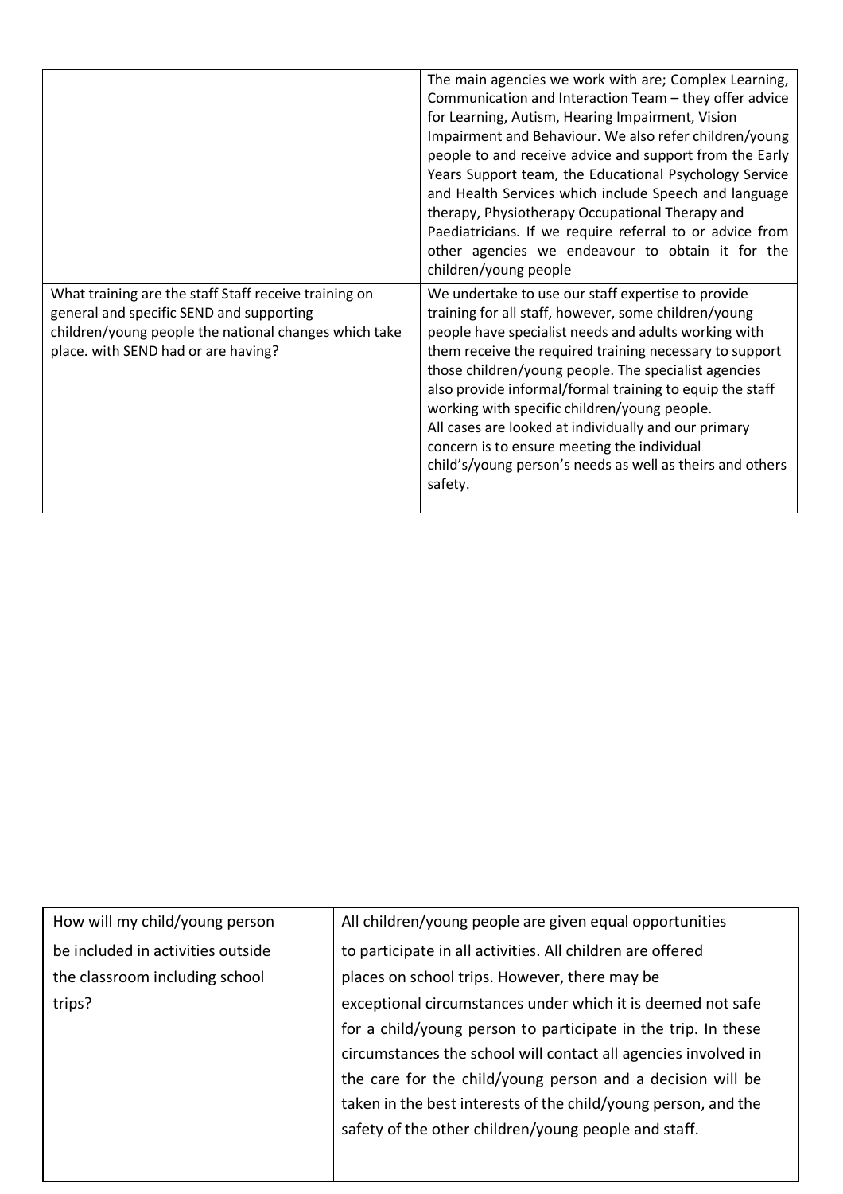|  |  |
|---|---|
|  | The main agencies we work with are; Complex Learning, Communication and Interaction Team – they offer advice for Learning, Autism, Hearing Impairment, Vision Impairment and Behaviour. We also refer children/young people to and receive advice and support from the Early Years Support team, the Educational Psychology Service and Health Services which include Speech and language therapy, Physiotherapy Occupational Therapy and Paediatricians. If we require referral to or advice from other agencies we endeavour to obtain it for the children/young people |
| What training are the staff Staff receive training on general and specific SEND and supporting children/young people the national changes which take place. with SEND had or are having? | We undertake to use our staff expertise to provide training for all staff, however, some children/young people have specialist needs and adults working with them receive the required training necessary to support those children/young people. The specialist agencies also provide informal/formal training to equip the staff working with specific children/young people.<br>All cases are looked at individually and our primary concern is to ensure meeting the individual child's/young person's needs as well as theirs and others safety. |

|  |  |
|---|---|
| How will my child/young person be included in activities outside the classroom including school trips? | All children/young people are given equal opportunities to participate in all activities. All children are offered places on school trips. However, there may be exceptional circumstances under which it is deemed not safe for a child/young person to participate in the trip. In these circumstances the school will contact all agencies involved in the care for the child/young person and a decision will be taken in the best interests of the child/young person, and the safety of the other children/young people and staff. |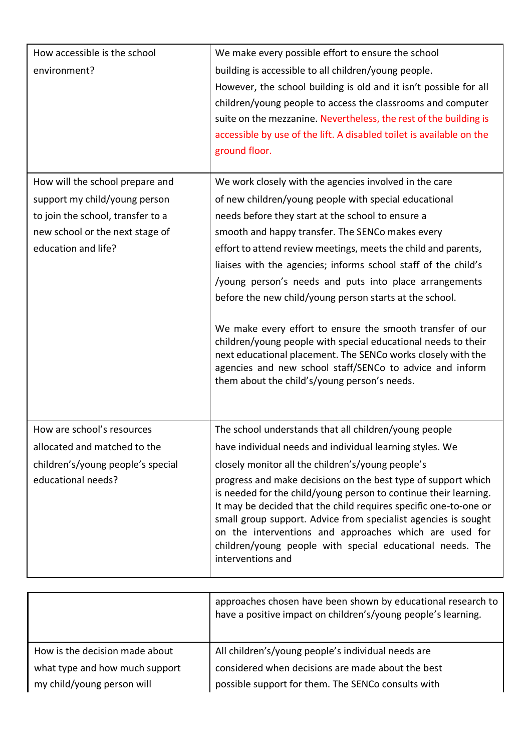| | |
|---|---|
| How accessible is the school environment? | We make every possible effort to ensure the school building is accessible to all children/young people. However, the school building is old and it isn't possible for all children/young people to access the classrooms and computer suite on the mezzanine. Nevertheless, the rest of the building is accessible by use of the lift. A disabled toilet is available on the ground floor. |
| How will the school prepare and support my child/young person to join the school, transfer to a new school or the next stage of education and life? | We work closely with the agencies involved in the care of new children/young people with special educational needs before they start at the school to ensure a smooth and happy transfer. The SENCo makes every effort to attend review meetings, meets the child and parents, liaises with the agencies; informs school staff of the child's /young person's needs and puts into place arrangements before the new child/young person starts at the school.<br><br>We make every effort to ensure the smooth transfer of our children/young people with special educational needs to their next educational placement. The SENCo works closely with the agencies and new school staff/SENCo to advice and inform them about the child's/young person's needs. |
| How are school's resources allocated and matched to the children's/young people's special educational needs? | The school understands that all children/young people have individual needs and individual learning styles. We closely monitor all the children's/young people's progress and make decisions on the best type of support which is needed for the child/young person to continue their learning. It may be decided that the child requires specific one-to-one or small group support. Advice from specialist agencies is sought on the interventions and approaches which are used for children/young people with special educational needs. The interventions and approaches chosen have been shown by educational research to have a positive impact on children's/young people's learning. |
| How is the decision made about what type and how much support my child/young person will | All children's/young people's individual needs are considered when decisions are made about the best possible support for them. The SENCo consults with |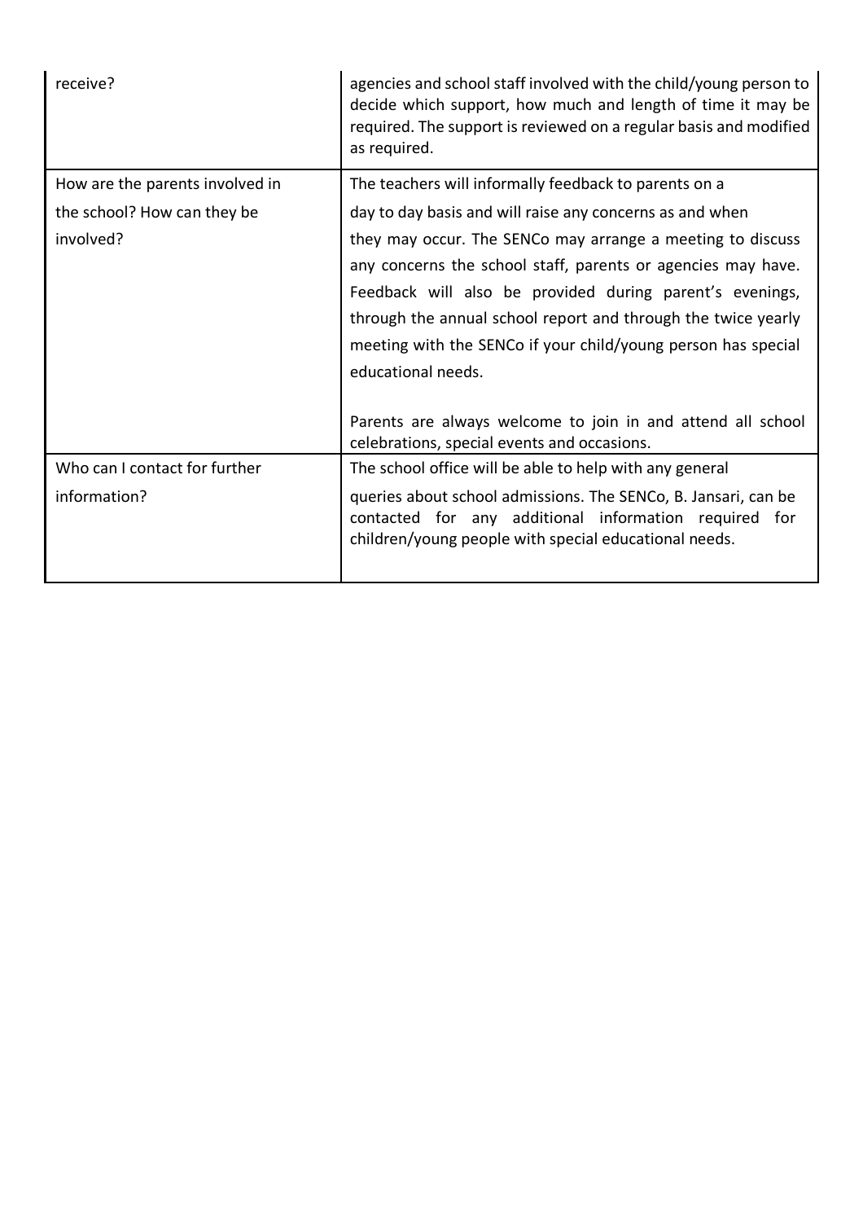| | |
|---|---|
| receive? | agencies and school staff involved with the child/young person to decide which support, how much and length of time it may be required. The support is reviewed on a regular basis and modified as required. |
| How are the parents involved in the school? How can they be involved? | The teachers will informally feedback to parents on a day to day basis and will raise any concerns as and when they may occur. The SENCo may arrange a meeting to discuss any concerns the school staff, parents or agencies may have. Feedback will also be provided during parent's evenings, through the annual school report and through the twice yearly meeting with the SENCo if your child/young person has special educational needs.<br><br>Parents are always welcome to join in and attend all school celebrations, special events and occasions. |
| Who can I contact for further information? | The school office will be able to help with any general queries about school admissions. The SENCo, B. Jansari, can be contacted for any additional information required for children/young people with special educational needs. |